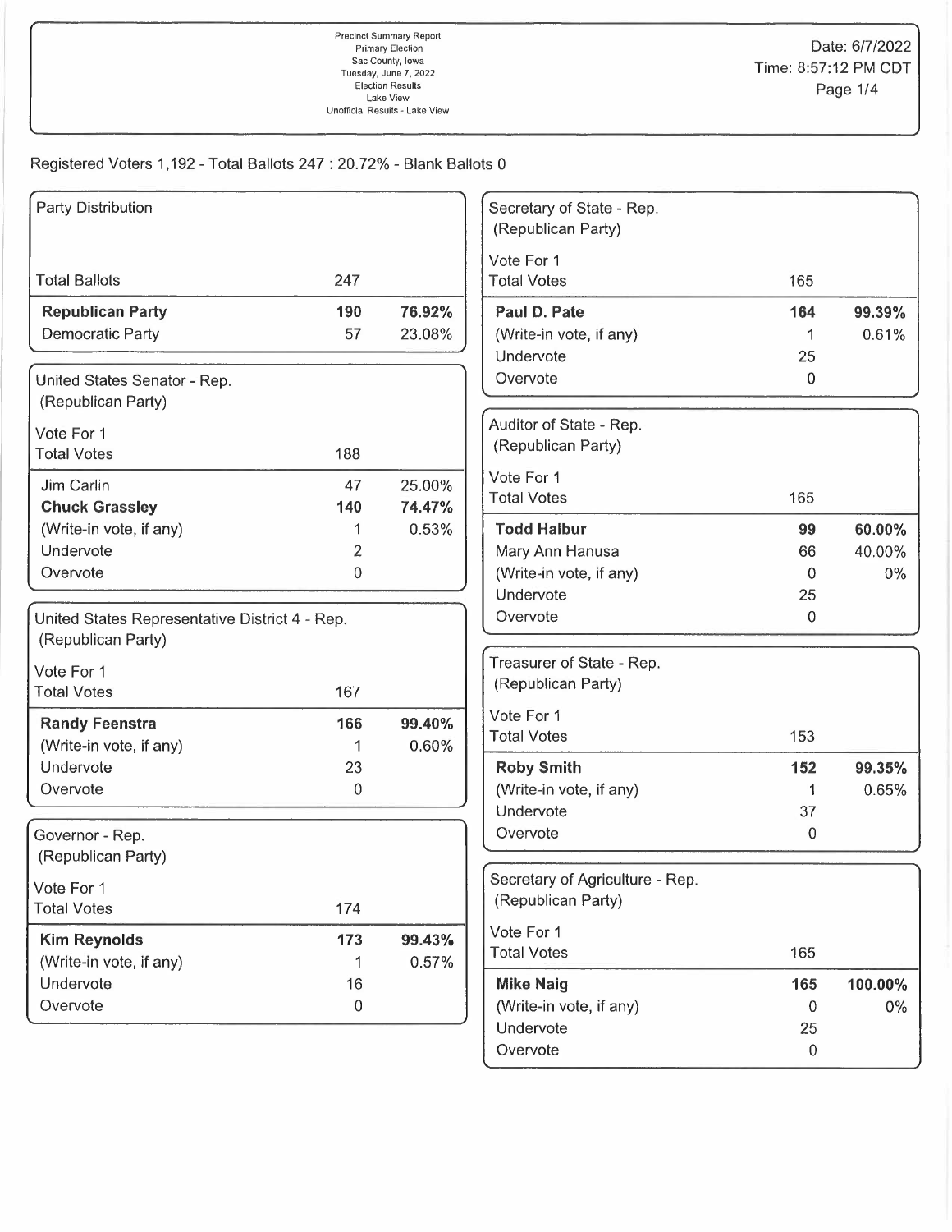Precinct Summary Report
Primary Election
Sac County, Iowa
Tuesday, June 7, 2022
Election Results
Lake View
Unofficial Results - Lake View

Date: 6/7/2022
Time: 8:57:12 PM CDT

Registered Voters 1,192 - Total Ballots 247 : 20.72% - Blank Ballots 0

### Party Distribution

| | | |
|---|---|---|
| Total Ballots | 247 | |
| **Republican Party** | **190** | **76.92%** |
| Democratic Party | 57 | 23.08% |

### United States Senator - Rep. (Republican Party)

| Vote For 1 | | |
|---|---|---|
| Total Votes | 188 | |
| Jim Carlin | 47 | 25.00% |
| **Chuck Grassley** | **140** | **74.47%** |
| (Write-in vote, if any) | 1 | 0.53% |
| Undervote | 2 | |
| Overvote | 0 | |

### United States Representative District 4 - Rep. (Republican Party)

| Vote For 1 | | |
|---|---|---|
| Total Votes | 167 | |
| **Randy Feenstra** | **166** | **99.40%** |
| (Write-in vote, if any) | 1 | 0.60% |
| Undervote | 23 | |
| Overvote | 0 | |

### Governor - Rep. (Republican Party)

| Vote For 1 | | |
|---|---|---|
| Total Votes | 174 | |
| **Kim Reynolds** | **173** | **99.43%** |
| (Write-in vote, if any) | 1 | 0.57% |
| Undervote | 16 | |
| Overvote | 0 | |

### Secretary of State - Rep. (Republican Party)

| Vote For 1 | | |
|---|---|---|
| Total Votes | 165 | |
| **Paul D. Pate** | **164** | **99.39%** |
| (Write-in vote, if any) | 1 | 0.61% |
| Undervote | 25 | |
| Overvote | 0 | |

### Auditor of State - Rep. (Republican Party)

| Vote For 1 | | |
|---|---|---|
| Total Votes | 165 | |
| **Todd Halbur** | **99** | **60.00%** |
| Mary Ann Hanusa | 66 | 40.00% |
| (Write-in vote, if any) | 0 | 0% |
| Undervote | 25 | |
| Overvote | 0 | |

### Treasurer of State - Rep. (Republican Party)

| Vote For 1 | | |
|---|---|---|
| Total Votes | 153 | |
| **Roby Smith** | **152** | **99.35%** |
| (Write-in vote, if any) | 1 | 0.65% |
| Undervote | 37 | |
| Overvote | 0 | |

### Secretary of Agriculture - Rep. (Republican Party)

| Vote For 1 | | |
|---|---|---|
| Total Votes | 165 | |
| **Mike Naig** | **165** | **100.00%** |
| (Write-in vote, if any) | 0 | 0% |
| Undervote | 25 | |
| Overvote | 0 | |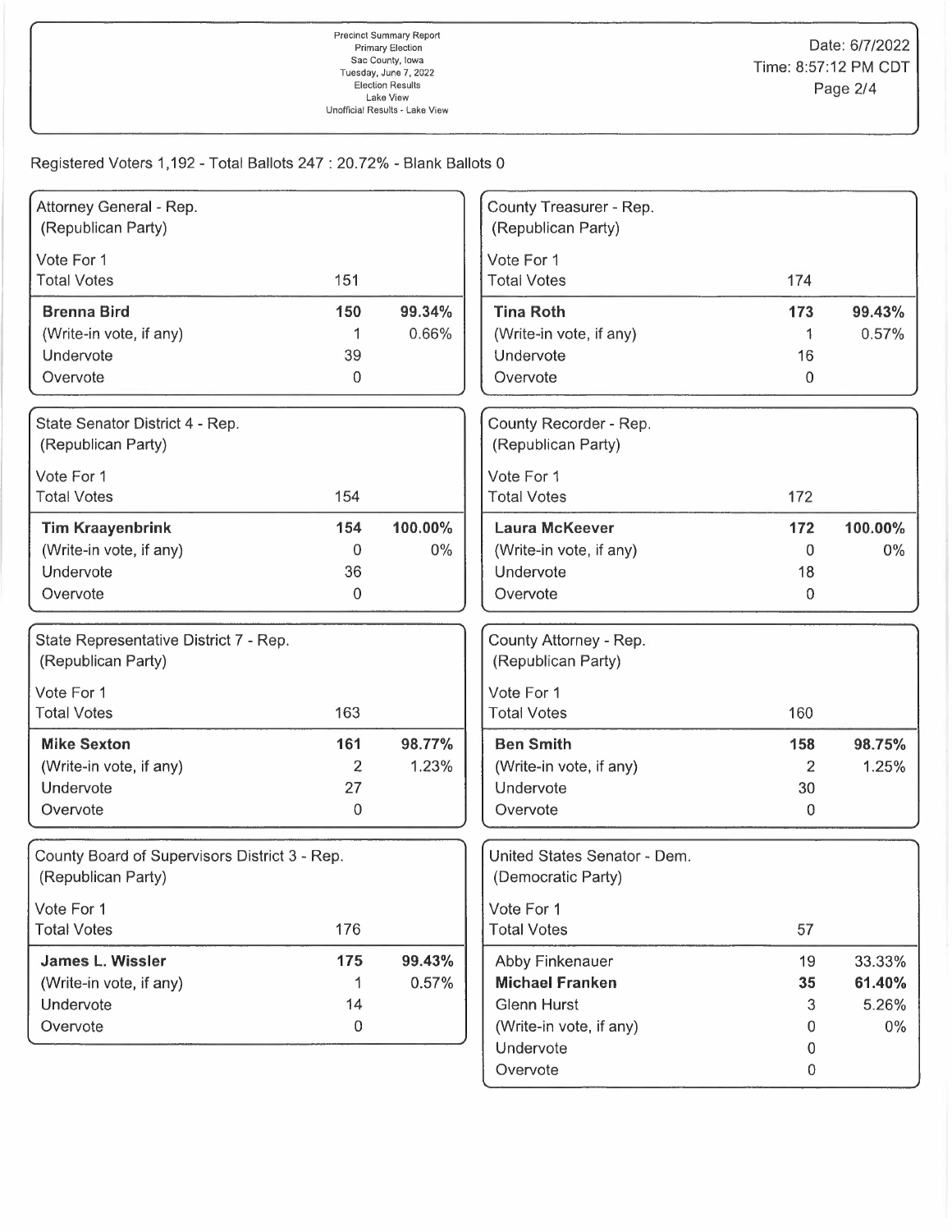Registered Voters 1,192 - Total Ballots 247 : 20.72% - Blank Ballots 0

### Attorney General - Rep. (Republican Party)

Vote For 1

| | Votes | Percent |
|---|---|---|
| Total Votes | 151 | |
| **Brenna Bird** | **150** | **99.34%** |
| (Write-in vote, if any) | 1 | 0.66% |
| Undervote | 39 | |
| Overvote | 0 | |

### State Senator District 4 - Rep. (Republican Party)

Vote For 1

| | Votes | Percent |
|---|---|---|
| Total Votes | 154 | |
| **Tim Kraayenbrink** | **154** | **100.00%** |
| (Write-in vote, if any) | 0 | 0% |
| Undervote | 36 | |
| Overvote | 0 | |

### State Representative District 7 - Rep. (Republican Party)

Vote For 1

| | Votes | Percent |
|---|---|---|
| Total Votes | 163 | |
| **Mike Sexton** | **161** | **98.77%** |
| (Write-in vote, if any) | 2 | 1.23% |
| Undervote | 27 | |
| Overvote | 0 | |

### County Board of Supervisors District 3 - Rep. (Republican Party)

Vote For 1

| | Votes | Percent |
|---|---|---|
| Total Votes | 176 | |
| **James L. Wissler** | **175** | **99.43%** |
| (Write-in vote, if any) | 1 | 0.57% |
| Undervote | 14 | |
| Overvote | 0 | |

### County Treasurer - Rep. (Republican Party)

Vote For 1

| | Votes | Percent |
|---|---|---|
| Total Votes | 174 | |
| **Tina Roth** | **173** | **99.43%** |
| (Write-in vote, if any) | 1 | 0.57% |
| Undervote | 16 | |
| Overvote | 0 | |

### County Recorder - Rep. (Republican Party)

Vote For 1

| | Votes | Percent |
|---|---|---|
| Total Votes | 172 | |
| **Laura McKeever** | **172** | **100.00%** |
| (Write-in vote, if any) | 0 | 0% |
| Undervote | 18 | |
| Overvote | 0 | |

### County Attorney - Rep. (Republican Party)

Vote For 1

| | Votes | Percent |
|---|---|---|
| Total Votes | 160 | |
| **Ben Smith** | **158** | **98.75%** |
| (Write-in vote, if any) | 2 | 1.25% |
| Undervote | 30 | |
| Overvote | 0 | |

### United States Senator - Dem. (Democratic Party)

Vote For 1

| | Votes | Percent |
|---|---|---|
| Total Votes | 57 | |
| Abby Finkenauer | 19 | 33.33% |
| **Michael Franken** | **35** | **61.40%** |
| Glenn Hurst | 3 | 5.26% |
| (Write-in vote, if any) | 0 | 0% |
| Undervote | 0 | |
| Overvote | 0 | |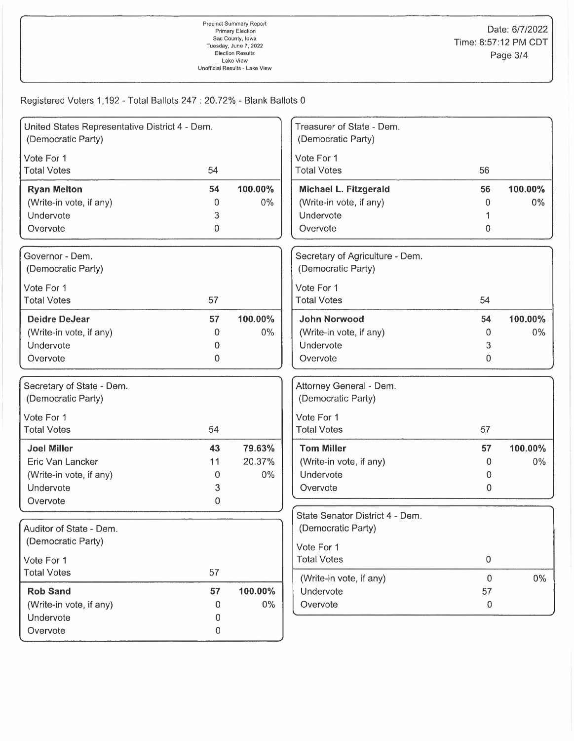Precinct Summary Report
Primary Election
Sac County, Iowa
Tuesday, June 7, 2022
Election Results
Lake View
Unofficial Results - Lake View

Date: 6/7/2022
Time: 8:57:12 PM CDT

Registered Voters 1,192 - Total Ballots 247 : 20.72% - Blank Ballots 0

### United States Representative District 4 - Dem. (Democratic Party)

Vote For 1

| Total Votes | 54 | |
|---|---|---|
| **Ryan Melton** | **54** | **100.00%** |
| (Write-in vote, if any) | 0 | 0% |
| Undervote | 3 | |
| Overvote | 0 | |

### Governor - Dem. (Democratic Party)

Vote For 1

| Total Votes | 57 | |
|---|---|---|
| **Deidre DeJear** | **57** | **100.00%** |
| (Write-in vote, if any) | 0 | 0% |
| Undervote | 0 | |
| Overvote | 0 | |

### Secretary of State - Dem. (Democratic Party)

Vote For 1

| Total Votes | 54 | |
|---|---|---|
| **Joel Miller** | **43** | **79.63%** |
| Eric Van Lancker | 11 | 20.37% |
| (Write-in vote, if any) | 0 | 0% |
| Undervote | 3 | |
| Overvote | 0 | |

### Auditor of State - Dem. (Democratic Party)

Vote For 1

| Total Votes | 57 | |
|---|---|---|
| **Rob Sand** | **57** | **100.00%** |
| (Write-in vote, if any) | 0 | 0% |
| Undervote | 0 | |
| Overvote | 0 | |

### Treasurer of State - Dem. (Democratic Party)

Vote For 1

| Total Votes | 56 | |
|---|---|---|
| **Michael L. Fitzgerald** | **56** | **100.00%** |
| (Write-in vote, if any) | 0 | 0% |
| Undervote | 1 | |
| Overvote | 0 | |

### Secretary of Agriculture - Dem. (Democratic Party)

Vote For 1

| Total Votes | 54 | |
|---|---|---|
| **John Norwood** | **54** | **100.00%** |
| (Write-in vote, if any) | 0 | 0% |
| Undervote | 3 | |
| Overvote | 0 | |

### Attorney General - Dem. (Democratic Party)

Vote For 1

| Total Votes | 57 | |
|---|---|---|
| **Tom Miller** | **57** | **100.00%** |
| (Write-in vote, if any) | 0 | 0% |
| Undervote | 0 | |
| Overvote | 0 | |

### State Senator District 4 - Dem. (Democratic Party)

Vote For 1

| Total Votes | 0 | |
|---|---|---|
| (Write-in vote, if any) | 0 | 0% |
| Undervote | 57 | |
| Overvote | 0 | |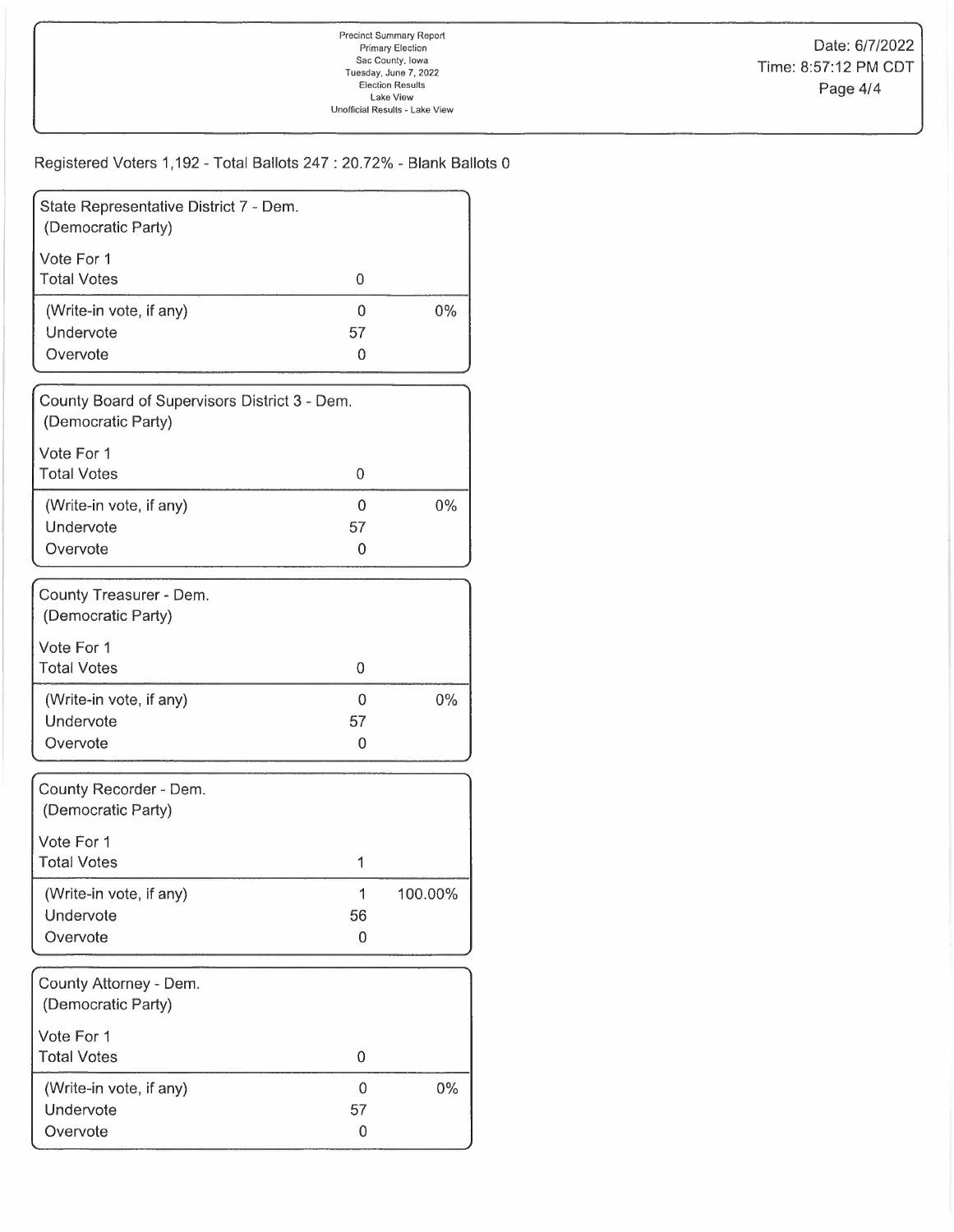Precinct Summary Report
Primary Election
Sac County, Iowa
Tuesday, June 7, 2022
Election Results
Lake View
Unofficial Results - Lake View

Date: 6/7/2022
Time: 8:57:12 PM CDT

Registered Voters 1,192 - Total Ballots 247 : 20.72% - Blank Ballots 0

## State Representative District 7 - Dem.
(Democratic Party)

Vote For 1

| Total Votes | 0 | |
|---|---|---|
| (Write-in vote, if any) | 0 | 0% |
| Undervote | 57 | |
| Overvote | 0 | |

## County Board of Supervisors District 3 - Dem.
(Democratic Party)

Vote For 1

| Total Votes | 0 | |
|---|---|---|
| (Write-in vote, if any) | 0 | 0% |
| Undervote | 57 | |
| Overvote | 0 | |

## County Treasurer - Dem.
(Democratic Party)

Vote For 1

| Total Votes | 0 | |
|---|---|---|
| (Write-in vote, if any) | 0 | 0% |
| Undervote | 57 | |
| Overvote | 0 | |

## County Recorder - Dem.
(Democratic Party)

Vote For 1

| Total Votes | 1 | |
|---|---|---|
| (Write-in vote, if any) | 1 | 100.00% |
| Undervote | 56 | |
| Overvote | 0 | |

## County Attorney - Dem.
(Democratic Party)

Vote For 1

| Total Votes | 0 | |
|---|---|---|
| (Write-in vote, if any) | 0 | 0% |
| Undervote | 57 | |
| Overvote | 0 | |